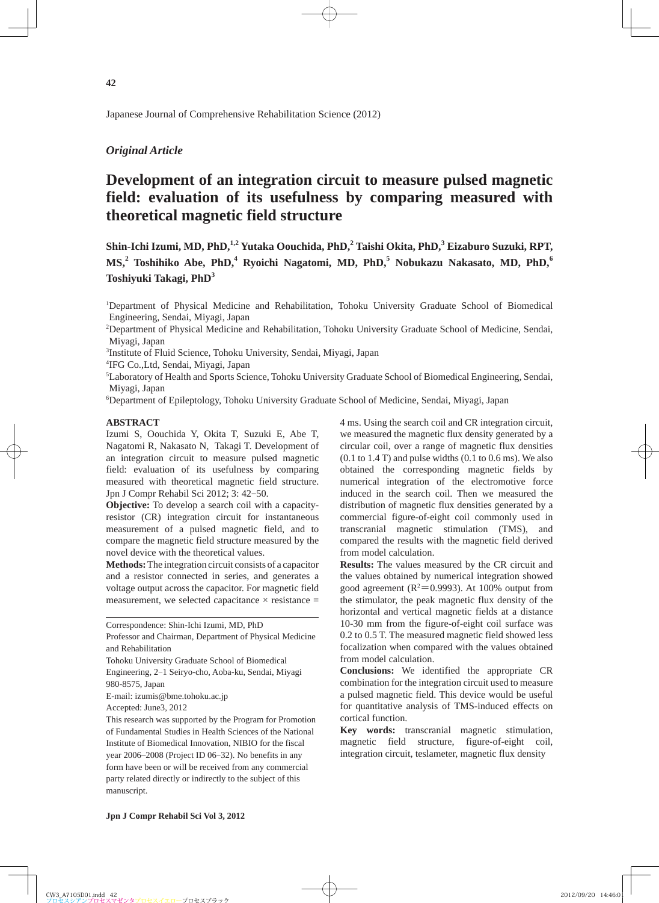*Original Article*

# Development of an integration circuit to measure pulsed magnetic field: evaluation of its usefulness by comparing measured with theoretical magnetic field structure

**Shin-Ichi Izumi, MD, PhD,[1,2] Yutaka Oouchida, PhD,[2] Taishi Okita, PhD,[3] Eizaburo Suzuki, RPT, MS,[2] Toshihiko Abe, PhD,[4] Ryoichi Nagatomi, MD, PhD,[5] Nobukazu Nakasato, MD, PhD,[6] Toshiyuki Takagi, PhD[3]**

[1]Department of Physical Medicine and Rehabilitation, Tohoku University Graduate School of Biomedical Engineering, Sendai, Miyagi, Japan
[2]Department of Physical Medicine and Rehabilitation, Tohoku University Graduate School of Medicine, Sendai, Miyagi, Japan
[3]Institute of Fluid Science, Tohoku University, Sendai, Miyagi, Japan
[4]IFG Co.,Ltd, Sendai, Miyagi, Japan
[5]Laboratory of Health and Sports Science, Tohoku University Graduate School of Biomedical Engineering, Sendai, Miyagi, Japan
[6]Department of Epileptology, Tohoku University Graduate School of Medicine, Sendai, Miyagi, Japan

## ABSTRACT

Izumi S, Oouchida Y, Okita T, Suzuki E, Abe T, Nagatomi R, Nakasato N, Takagi T. Development of an integration circuit to measure pulsed magnetic field: evaluation of its usefulness by comparing measured with theoretical magnetic field structure. Jpn J Compr Rehabil Sci 2012; 3: 42−50.

**Objective:** To develop a search coil with a capacity-resistor (CR) integration circuit for instantaneous measurement of a pulsed magnetic field, and to compare the magnetic field structure measured by the novel device with the theoretical values.

**Methods:** The integration circuit consists of a capacitor and a resistor connected in series, and generates a voltage output across the capacitor. For magnetic field measurement, we selected capacitance × resistance = 4 ms. Using the search coil and CR integration circuit, we measured the magnetic flux density generated by a circular coil, over a range of magnetic flux densities (0.1 to 1.4 T) and pulse widths (0.1 to 0.6 ms). We also obtained the corresponding magnetic fields by numerical integration of the electromotive force induced in the search coil. Then we measured the distribution of magnetic flux densities generated by a commercial figure-of-eight coil commonly used in transcranial magnetic stimulation (TMS), and compared the results with the magnetic field derived from model calculation.

**Results:** The values measured by the CR circuit and the values obtained by numerical integration showed good agreement ($R^2$＝0.9993). At 100% output from the stimulator, the peak magnetic flux density of the horizontal and vertical magnetic fields at a distance 10-30 mm from the figure-of-eight coil surface was 0.2 to 0.5 T. The measured magnetic field showed less focalization when compared with the values obtained from model calculation.

**Conclusions:** We identified the appropriate CR combination for the integration circuit used to measure a pulsed magnetic field. This device would be useful for quantitative analysis of TMS-induced effects on cortical function.

**Key words:** transcranial magnetic stimulation, magnetic field structure, figure-of-eight coil, integration circuit, teslameter, magnetic flux density

---

Correspondence: Shin-Ichi Izumi, MD, PhD
Professor and Chairman, Department of Physical Medicine and Rehabilitation
Tohoku University Graduate School of Biomedical Engineering, 2−1 Seiryo-cho, Aoba-ku, Sendai, Miyagi 980-8575, Japan
E-mail: izumis@bme.tohoku.ac.jp
Accepted: June3, 2012

This research was supported by the Program for Promotion of Fundamental Studies in Health Sciences of the National Institute of Biomedical Innovation, NIBIO for the fiscal year 2006–2008 (Project ID 06−32). No benefits in any form have been or will be received from any commercial party related directly or indirectly to the subject of this manuscript.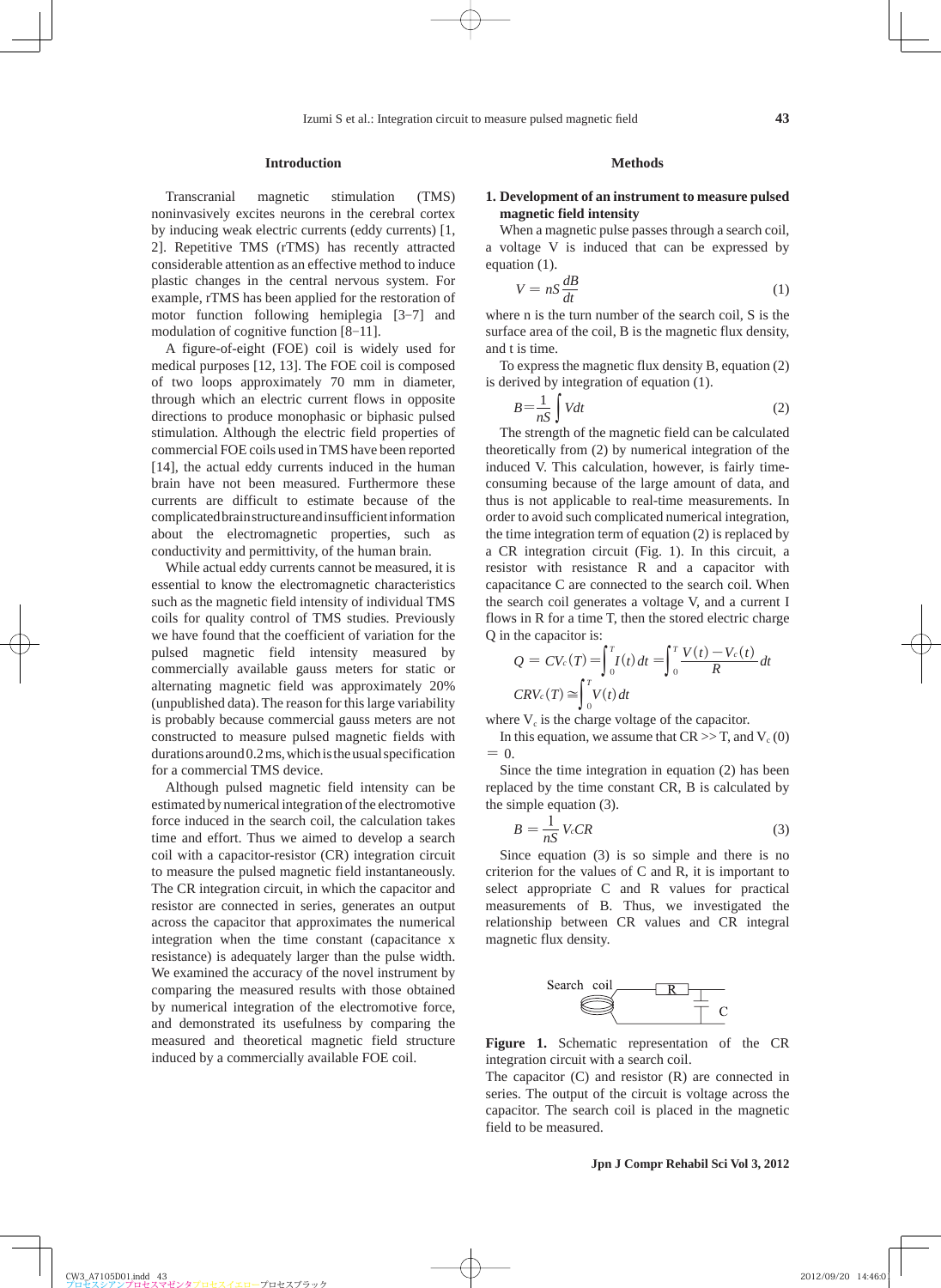## Introduction

Transcranial magnetic stimulation (TMS) noninvasively excites neurons in the cerebral cortex by inducing weak electric currents (eddy currents) [1, 2]. Repetitive TMS (rTMS) has recently attracted considerable attention as an effective method to induce plastic changes in the central nervous system. For example, rTMS has been applied for the restoration of motor function following hemiplegia [3–7] and modulation of cognitive function [8–11].

A figure-of-eight (FOE) coil is widely used for medical purposes [12, 13]. The FOE coil is composed of two loops approximately 70 mm in diameter, through which an electric current flows in opposite directions to produce monophasic or biphasic pulsed stimulation. Although the electric field properties of commercial FOE coils used in TMS have been reported [14], the actual eddy currents induced in the human brain have not been measured. Furthermore these currents are difficult to estimate because of the complicated brain structure and insufficient information about the electromagnetic properties, such as conductivity and permittivity, of the human brain.

While actual eddy currents cannot be measured, it is essential to know the electromagnetic characteristics such as the magnetic field intensity of individual TMS coils for quality control of TMS studies. Previously we have found that the coefficient of variation for the pulsed magnetic field intensity measured by commercially available gauss meters for static or alternating magnetic field was approximately 20% (unpublished data). The reason for this large variability is probably because commercial gauss meters are not constructed to measure pulsed magnetic fields with durations around 0.2 ms, which is the usual specification for a commercial TMS device.

Although pulsed magnetic field intensity can be estimated by numerical integration of the electromotive force induced in the search coil, the calculation takes time and effort. Thus we aimed to develop a search coil with a capacitor-resistor (CR) integration circuit to measure the pulsed magnetic field instantaneously. The CR integration circuit, in which the capacitor and resistor are connected in series, generates an output across the capacitor that approximates the numerical integration when the time constant (capacitance x resistance) is adequately larger than the pulse width. We examined the accuracy of the novel instrument by comparing the measured results with those obtained by numerical integration of the electromotive force, and demonstrated its usefulness by comparing the measured and theoretical magnetic field structure induced by a commercially available FOE coil.

## Methods

### 1. Development of an instrument to measure pulsed magnetic field intensity

When a magnetic pulse passes through a search coil, a voltage V is induced that can be expressed by equation (1).

$$V = nS\frac{dB}{dt} \tag{1}$$

where n is the turn number of the search coil, S is the surface area of the coil, B is the magnetic flux density, and t is time.

To express the magnetic flux density B, equation (2) is derived by integration of equation (1).

$$B = \frac{1}{nS}\int Vdt \tag{2}$$

The strength of the magnetic field can be calculated theoretically from (2) by numerical integration of the induced V. This calculation, however, is fairly time-consuming because of the large amount of data, and thus is not applicable to real-time measurements. In order to avoid such complicated numerical integration, the time integration term of equation (2) is replaced by a CR integration circuit (Fig. 1). In this circuit, a resistor with resistance R and a capacitor with capacitance C are connected to the search coil. When the search coil generates a voltage V, and a current I flows in R for a time T, then the stored electric charge Q in the capacitor is:

$$Q = CV_c(T) = \int_0^T I(t)\,dt = \int_0^T \frac{V(t) - V_c(t)}{R}dt$$

$$CRV_c(T) \cong \int_0^T V(t)\,dt$$

where $V_c$ is the charge voltage of the capacitor.

In this equation, we assume that CR >> T, and $V_c(0) = 0$.

Since the time integration in equation (2) has been replaced by the time constant CR, B is calculated by the simple equation (3).

$$B = \frac{1}{nS}V_cCR \tag{3}$$

Since equation (3) is so simple and there is no criterion for the values of C and R, it is important to select appropriate C and R values for practical measurements of B. Thus, we investigated the relationship between CR values and CR integral magnetic flux density.

**Figure 1.** Schematic representation of the CR integration circuit with a search coil.

The capacitor (C) and resistor (R) are connected in series. The output of the circuit is voltage across the capacitor. The search coil is placed in the magnetic field to be measured.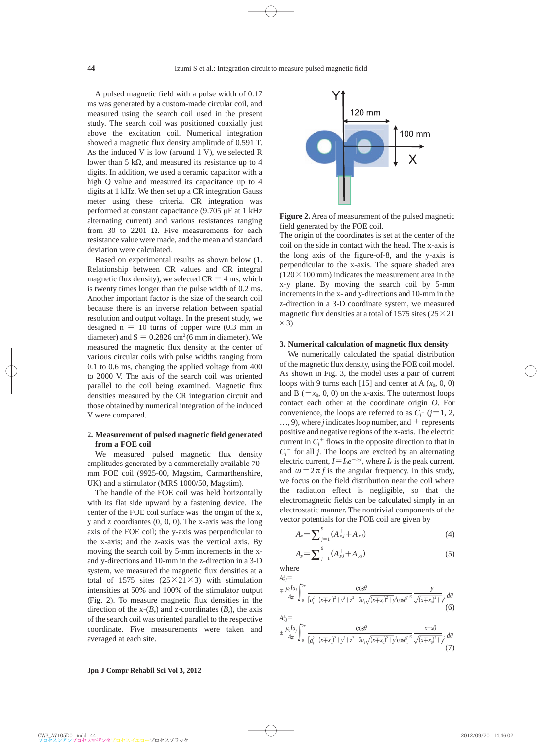A pulsed magnetic field with a pulse width of 0.17 ms was generated by a custom-made circular coil, and measured using the search coil used in the present study. The search coil was positioned coaxially just above the excitation coil. Numerical integration showed a magnetic flux density amplitude of 0.591 T. As the induced V is low (around 1 V), we selected R lower than 5 kΩ, and measured its resistance up to 4 digits. In addition, we used a ceramic capacitor with a high Q value and measured its capacitance up to 4 digits at 1 kHz. We then set up a CR integration Gauss meter using these criteria. CR integration was performed at constant capacitance (9.705 µF at 1 kHz alternating current) and various resistances ranging from 30 to 2201 Ω. Five measurements for each resistance value were made, and the mean and standard deviation were calculated.

Based on experimental results as shown below (1. Relationship between CR values and CR integral magnetic flux density), we selected CR = 4 ms, which is twenty times longer than the pulse width of 0.2 ms. Another important factor is the size of the search coil because there is an inverse relation between spatial resolution and output voltage. In the present study, we designed n = 10 turns of copper wire (0.3 mm in diameter) and S = 0.2826 cm$^2$ (6 mm in diameter). We measured the magnetic flux density at the center of various circular coils with pulse widths ranging from 0.1 to 0.6 ms, changing the applied voltage from 400 to 2000 V. The axis of the search coil was oriented parallel to the coil being examined. Magnetic flux densities measured by the CR integration circuit and those obtained by numerical integration of the induced V were compared.

## 2. Measurement of pulsed magnetic field generated from a FOE coil

We measured pulsed magnetic flux density amplitudes generated by a commercially available 70-mm FOE coil (9925-00, Magstim, Carmarthenshire, UK) and a stimulator (MRS 1000/50, Magstim).

The handle of the FOE coil was held horizontally with its flat side upward by a fastening device. The center of the FOE coil surface was the origin of the x, y and z coordiantes (0, 0, 0). The x-axis was the long axis of the FOE coil; the y-axis was perpendicular to the x-axis; and the z-axis was the vertical axis. By moving the search coil by 5-mm increments in the x- and y-directions and 10-mm in the z-direction in a 3-D system, we measured the magnetic flux densities at a total of 1575 sites (25×21×3) with stimulation intensities at 50% and 100% of the stimulator output (Fig. 2). To measure magnetic flux densities in the direction of the x-($B_x$) and z-coordinates ($B_z$), the axis of the search coil was oriented parallel to the respective coordinate. Five measurements were taken and averaged at each site.

**Figure 2.** Area of measurement of the pulsed magnetic field generated by the FOE coil.
The origin of the coordinates is set at the center of the coil on the side in contact with the head. The x-axis is the long axis of the figure-of-8, and the y-axis is perpendicular to the x-axis. The square shaded area (120×100 mm) indicates the measurement area in the x-y plane. By moving the search coil by 5-mm increments in the x- and y-directions and 10-mm in the z-direction in a 3-D coordinate system, we measured magnetic flux densities at a total of 1575 sites (25×21 × 3).

## 3. Numerical calculation of magnetic flux density

We numerically calculated the spatial distribution of the magnetic flux density, using the FOE coil model. As shown in Fig. 3, the model uses a pair of current loops with 9 turns each [15] and center at A ($x_0$, 0, 0) and B ($-x_0$, 0, 0) on the x-axis. The outermost loops contact each other at the coordinate origin $O$. For convenience, the loops are referred to as $C_j^+$ ($j$=1, 2, …, 9), where $j$ indicates loop number, and ± represents positive and negative regions of the x-axis. The electric current in $C_j^+$ flows in the opposite direction to that in $C_j^-$ for all $j$. The loops are excited by an alternating electric current, $I=I_0e^{-i\omega t}$, where $I_0$ is the peak current, and $\omega=2\pi f$ is the angular frequency. In this study, we focus on the field distribution near the coil where the radiation effect is negligible, so that the electromagnetic fields can be calculated simply in an electrostatic manner. The nontrivial components of the vector potentials for the FOE coil are given by

$$A_x=\sum_{j=1}^{9}(A_{xj}^{+}+A_{xj}^{-}) \tag{4}$$

$$A_y=\sum_{j=1}^{9}(A_{yj}^{+}+A_{yj}^{-}) \tag{5}$$

where

$$A_{xj}^{\pm}=\mp\frac{\mu_0 I a_j}{4\pi}\int_0^{2\pi}\frac{\cos\theta}{\left[a_j^2+(x\mp x_0)^2+y^2+z^2-2a_j\sqrt{(x\mp x_0)^2+y^2}\cos\theta\right]^{1/2}}\frac{y}{\sqrt{(x\mp x_0)^2+y^2}}\,d\theta \tag{6}$$

$$A_{yj}^{\pm}=\pm\frac{\mu_0 I a_j}{4\pi}\int_0^{2\pi}\frac{\cos\theta}{\left[a_j^2+(x\mp x_0)^2+y^2+z^2-2a_j\sqrt{(x\mp x_0)^2+y^2}\cos\theta\right]^{1/2}}\frac{x\pm x0}{\sqrt{(x\mp x_0)^2+y^2}}\,d\theta \tag{7}$$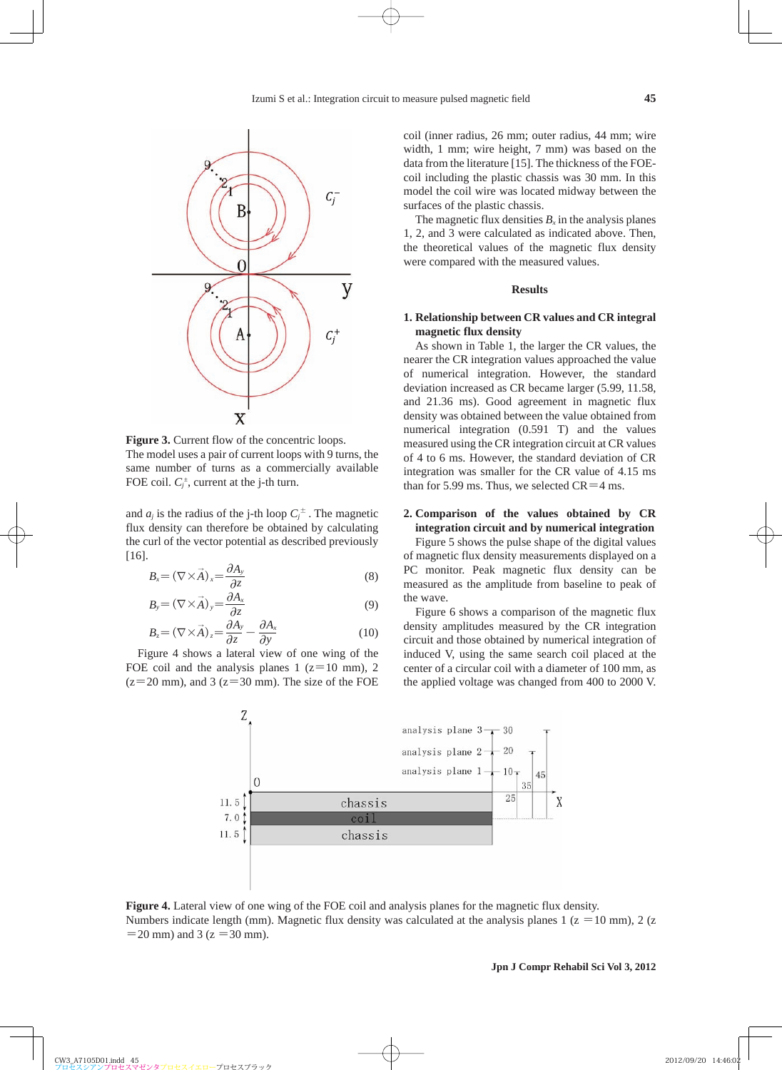**Figure 3.** Current flow of the concentric loops.
The model uses a pair of current loops with 9 turns, the same number of turns as a commercially available FOE coil. $C_j^{\pm}$, current at the j-th turn.

and $a_j$ is the radius of the j-th loop $C_j^{\pm}$. The magnetic flux density can therefore be obtained by calculating the curl of the vector potential as described previously [16].

$$B_x = (\nabla \times \vec{A})_x = \frac{\partial A_y}{\partial z} \tag{8}$$

$$B_y = (\nabla \times \vec{A})_y = \frac{\partial A_x}{\partial z} \tag{9}$$

$$B_z = (\nabla \times \vec{A})_z = \frac{\partial A_y}{\partial z} - \frac{\partial A_x}{\partial y} \tag{10}$$

Figure 4 shows a lateral view of one wing of the FOE coil and the analysis planes 1 (z=10 mm), 2 (z=20 mm), and 3 (z=30 mm). The size of the FOE coil (inner radius, 26 mm; outer radius, 44 mm; wire width, 1 mm; wire height, 7 mm) was based on the data from the literature [15]. The thickness of the FOE-coil including the plastic chassis was 30 mm. In this model the coil wire was located midway between the surfaces of the plastic chassis.

The magnetic flux densities $B_x$ in the analysis planes 1, 2, and 3 were calculated as indicated above. Then, the theoretical values of the magnetic flux density were compared with the measured values.

## Results

### 1. Relationship between CR values and CR integral magnetic flux density

As shown in Table 1, the larger the CR values, the nearer the CR integration values approached the value of numerical integration. However, the standard deviation increased as CR became larger (5.99, 11.58, and 21.36 ms). Good agreement in magnetic flux density was obtained between the value obtained from numerical integration (0.591 T) and the values measured using the CR integration circuit at CR values of 4 to 6 ms. However, the standard deviation of CR integration was smaller for the CR value of 4.15 ms than for 5.99 ms. Thus, we selected CR=4 ms.

### 2. Comparison of the values obtained by CR integration circuit and by numerical integration

Figure 5 shows the pulse shape of the digital values of magnetic flux density measurements displayed on a PC monitor. Peak magnetic flux density can be measured as the amplitude from baseline to peak of the wave.

Figure 6 shows a comparison of the magnetic flux density amplitudes measured by the CR integration circuit and those obtained by numerical integration of induced V, using the same search coil placed at the center of a circular coil with a diameter of 100 mm, as the applied voltage was changed from 400 to 2000 V.

**Figure 4.** Lateral view of one wing of the FOE coil and analysis planes for the magnetic flux density.
Numbers indicate length (mm). Magnetic flux density was calculated at the analysis planes 1 (z =10 mm), 2 (z =20 mm) and 3 (z =30 mm).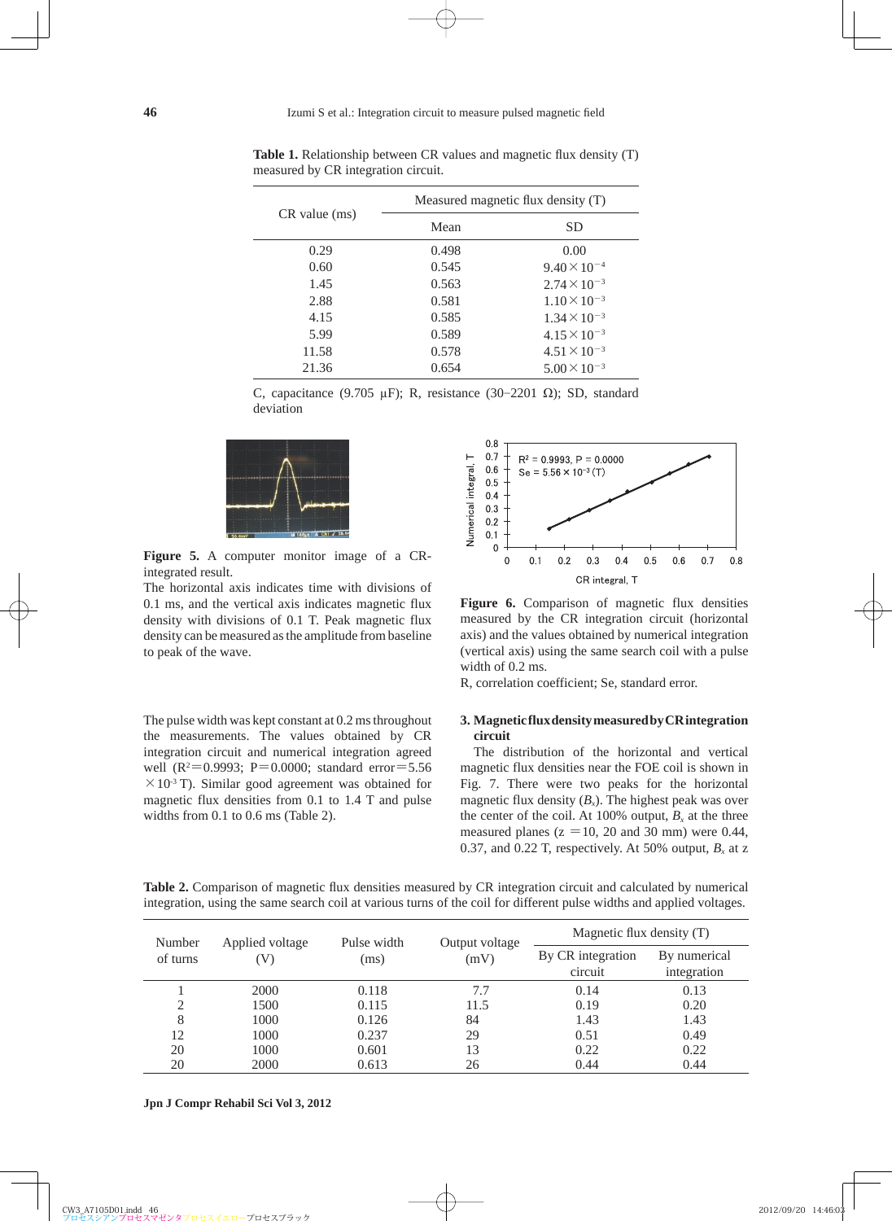**Table 1.** Relationship between CR values and magnetic flux density (T) measured by CR integration circuit.

| CR value (ms) | Measured magnetic flux density (T) | |
|---|---|---|
| | Mean | SD |
| 0.29 | 0.498 | 0.00 |
| 0.60 | 0.545 | $9.40 \times 10^{-4}$ |
| 1.45 | 0.563 | $2.74 \times 10^{-3}$ |
| 2.88 | 0.581 | $1.10 \times 10^{-3}$ |
| 4.15 | 0.585 | $1.34 \times 10^{-3}$ |
| 5.99 | 0.589 | $4.15 \times 10^{-3}$ |
| 11.58 | 0.578 | $4.51 \times 10^{-3}$ |
| 21.36 | 0.654 | $5.00 \times 10^{-3}$ |

C, capacitance (9.705 μF); R, resistance (30–2201 Ω); SD, standard deviation

**Figure 5.** A computer monitor image of a CR-integrated result.

The horizontal axis indicates time with divisions of 0.1 ms, and the vertical axis indicates magnetic flux density with divisions of 0.1 T. Peak magnetic flux density can be measured as the amplitude from baseline to peak of the wave.

**Figure 6.** Comparison of magnetic flux densities measured by the CR integration circuit (horizontal axis) and the values obtained by numerical integration (vertical axis) using the same search coil with a pulse width of 0.2 ms.

R, correlation coefficient; Se, standard error.

The pulse width was kept constant at 0.2 ms throughout the measurements. The values obtained by CR integration circuit and numerical integration agreed well ($R^2$=0.9993; P=0.0000; standard error=5.56 $\times 10^{-3}$ T). Similar good agreement was obtained for magnetic flux densities from 0.1 to 1.4 T and pulse widths from 0.1 to 0.6 ms (Table 2).

### 3. Magnetic flux density measured by CR integration circuit

The distribution of the horizontal and vertical magnetic flux densities near the FOE coil is shown in Fig. 7. There were two peaks for the horizontal magnetic flux density ($B_x$). The highest peak was over the center of the coil. At 100% output, $B_x$ at the three measured planes (z =10, 20 and 30 mm) were 0.44, 0.37, and 0.22 T, respectively. At 50% output, $B_x$ at z

**Table 2.** Comparison of magnetic flux densities measured by CR integration circuit and calculated by numerical integration, using the same search coil at various turns of the coil for different pulse widths and applied voltages.

| Number of turns | Applied voltage (V) | Pulse width (ms) | Output voltage (mV) | Magnetic flux density (T) | |
|---|---|---|---|---|---|
| | | | | By CR integration circuit | By numerical integration |
| 1 | 2000 | 0.118 | 7.7 | 0.14 | 0.13 |
| 2 | 1500 | 0.115 | 11.5 | 0.19 | 0.20 |
| 8 | 1000 | 0.126 | 84 | 1.43 | 1.43 |
| 12 | 1000 | 0.237 | 29 | 0.51 | 0.49 |
| 20 | 1000 | 0.601 | 13 | 0.22 | 0.22 |
| 20 | 2000 | 0.613 | 26 | 0.44 | 0.44 |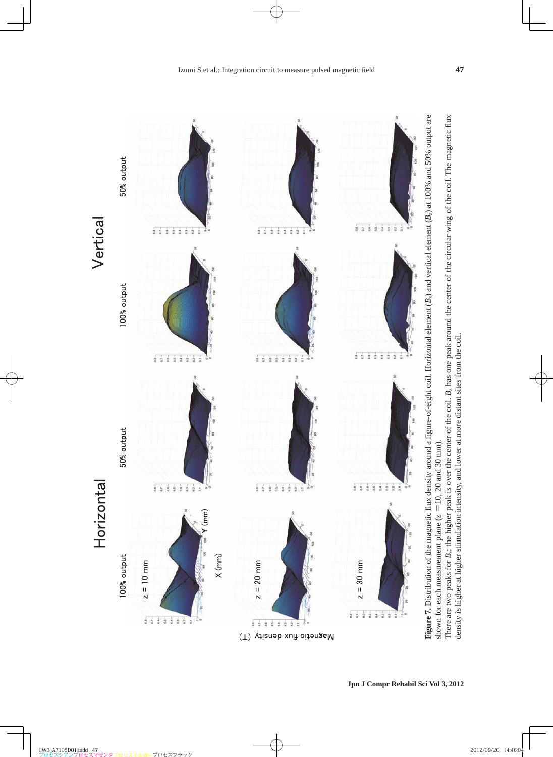**Figure 7.** Distribution of the magnetic flux density around a figure-of-eight coil. Horizontal element ($B_x$) and vertical element ($B_z$) at 100% and 50% output are shown for each measurement plane ($z$ = 10, 20 and 30 mm).

There are two peaks for $B_x$; the higher peak is over the center of the coil. $B_z$ has one peak around the center of the circular wing of the coil. The magnetic flux density is higher at higher stimulation intensity, and lower at more distant sites from the coil.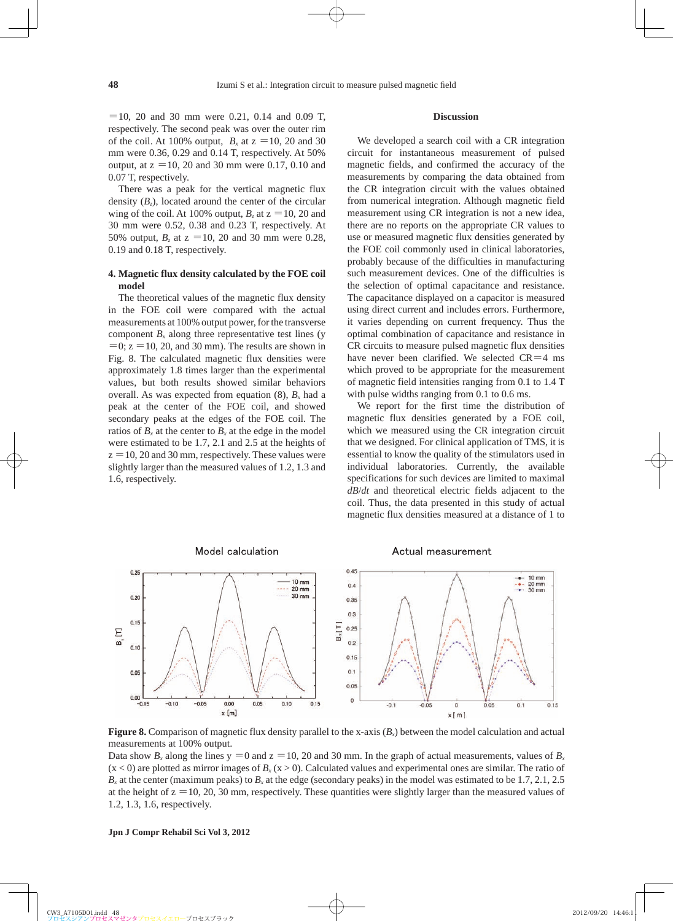=10, 20 and 30 mm were 0.21, 0.14 and 0.09 T, respectively. The second peak was over the outer rim of the coil. At 100% output, $B_x$ at z =10, 20 and 30 mm were 0.36, 0.29 and 0.14 T, respectively. At 50% output, at z =10, 20 and 30 mm were 0.17, 0.10 and 0.07 T, respectively.

There was a peak for the vertical magnetic flux density ($B_z$), located around the center of the circular wing of the coil. At 100% output, $B_z$ at z =10, 20 and 30 mm were 0.52, 0.38 and 0.23 T, respectively. At 50% output, $B_z$ at z =10, 20 and 30 mm were 0.28, 0.19 and 0.18 T, respectively.

### 4. Magnetic flux density calculated by the FOE coil model

The theoretical values of the magnetic flux density in the FOE coil were compared with the actual measurements at 100% output power, for the transverse component $B_x$ along three representative test lines (y =0; z =10, 20, and 30 mm). The results are shown in Fig. 8. The calculated magnetic flux densities were approximately 1.8 times larger than the experimental values, but both results showed similar behaviors overall. As was expected from equation (8), $B_x$ had a peak at the center of the FOE coil, and showed secondary peaks at the edges of the FOE coil. The ratios of $B_x$ at the center to $B_x$ at the edge in the model were estimated to be 1.7, 2.1 and 2.5 at the heights of z =10, 20 and 30 mm, respectively. These values were slightly larger than the measured values of 1.2, 1.3 and 1.6, respectively.

## Discussion

We developed a search coil with a CR integration circuit for instantaneous measurement of pulsed magnetic fields, and confirmed the accuracy of the measurements by comparing the data obtained from the CR integration circuit with the values obtained from numerical integration. Although magnetic field measurement using CR integration is not a new idea, there are no reports on the appropriate CR values to use or measured magnetic flux densities generated by the FOE coil commonly used in clinical laboratories, probably because of the difficulties in manufacturing such measurement devices. One of the difficulties is the selection of optimal capacitance and resistance. The capacitance displayed on a capacitor is measured using direct current and includes errors. Furthermore, it varies depending on current frequency. Thus the optimal combination of capacitance and resistance in CR circuits to measure pulsed magnetic flux densities have never been clarified. We selected CR=4 ms which proved to be appropriate for the measurement of magnetic field intensities ranging from 0.1 to 1.4 T with pulse widths ranging from 0.1 to 0.6 ms.

We report for the first time the distribution of magnetic flux densities generated by a FOE coil, which we measured using the CR integration circuit that we designed. For clinical application of TMS, it is essential to know the quality of the stimulators used in individual laboratories. Currently, the available specifications for such devices are limited to maximal *dB*/*dt* and theoretical electric fields adjacent to the coil. Thus, the data presented in this study of actual magnetic flux densities measured at a distance of 1 to

**Figure 8.** Comparison of magnetic flux density parallel to the x-axis ($B_x$) between the model calculation and actual measurements at 100% output.
Data show $B_x$ along the lines y =0 and z =10, 20 and 30 mm. In the graph of actual measurements, values of $B_x$ (x < 0) are plotted as mirror images of $B_x$ (x > 0). Calculated values and experimental ones are similar. The ratio of $B_x$ at the center (maximum peaks) to $B_x$ at the edge (secondary peaks) in the model was estimated to be 1.7, 2.1, 2.5 at the height of z =10, 20, 30 mm, respectively. These quantities were slightly larger than the measured values of 1.2, 1.3, 1.6, respectively.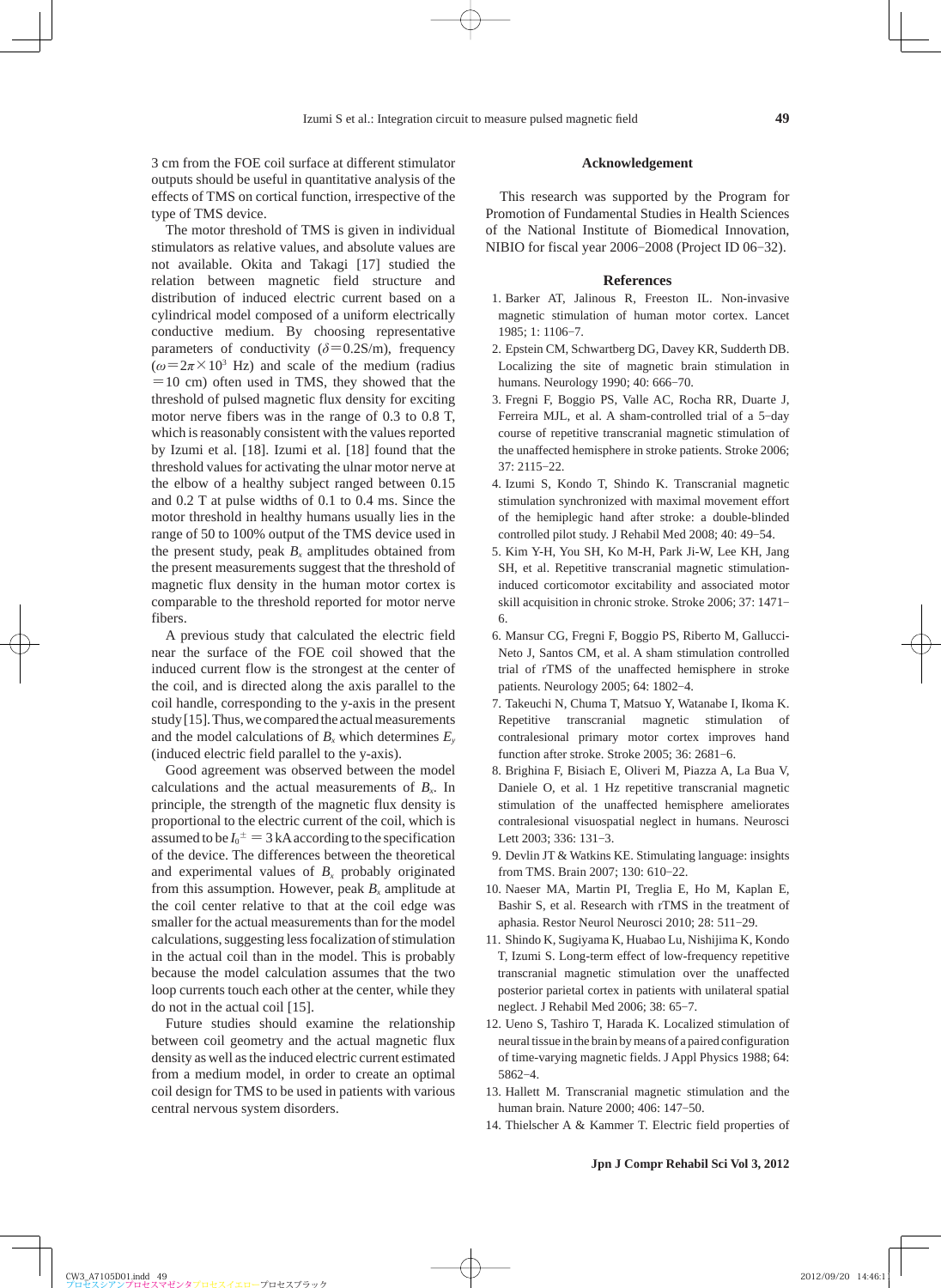3 cm from the FOE coil surface at different stimulator outputs should be useful in quantitative analysis of the effects of TMS on cortical function, irrespective of the type of TMS device.

The motor threshold of TMS is given in individual stimulators as relative values, and absolute values are not available. Okita and Takagi [17] studied the relation between magnetic field structure and distribution of induced electric current based on a cylindrical model composed of a uniform electrically conductive medium. By choosing representative parameters of conductivity ($\delta$=0.2S/m), frequency ($\omega = 2\pi \times 10^3$ Hz) and scale of the medium (radius =10 cm) often used in TMS, they showed that the threshold of pulsed magnetic flux density for exciting motor nerve fibers was in the range of 0.3 to 0.8 T, which is reasonably consistent with the values reported by Izumi et al. [18]. Izumi et al. [18] found that the threshold values for activating the ulnar motor nerve at the elbow of a healthy subject ranged between 0.15 and 0.2 T at pulse widths of 0.1 to 0.4 ms. Since the motor threshold in healthy humans usually lies in the range of 50 to 100% output of the TMS device used in the present study, peak $B_x$ amplitudes obtained from the present measurements suggest that the threshold of magnetic flux density in the human motor cortex is comparable to the threshold reported for motor nerve fibers.

A previous study that calculated the electric field near the surface of the FOE coil showed that the induced current flow is the strongest at the center of the coil, and is directed along the axis parallel to the coil handle, corresponding to the y-axis in the present study [15]. Thus, we compared the actual measurements and the model calculations of $B_x$ which determines $E_y$ (induced electric field parallel to the y-axis).

Good agreement was observed between the model calculations and the actual measurements of $B_x$. In principle, the strength of the magnetic flux density is proportional to the electric current of the coil, which is assumed to be $I_0^{\pm} = 3$ kA according to the specification of the device. The differences between the theoretical and experimental values of $B_x$ probably originated from this assumption. However, peak $B_x$ amplitude at the coil center relative to that at the coil edge was smaller for the actual measurements than for the model calculations, suggesting less focalization of stimulation in the actual coil than in the model. This is probably because the model calculation assumes that the two loop currents touch each other at the center, while they do not in the actual coil [15].

Future studies should examine the relationship between coil geometry and the actual magnetic flux density as well as the induced electric current estimated from a medium model, in order to create an optimal coil design for TMS to be used in patients with various central nervous system disorders.

## Acknowledgement

This research was supported by the Program for Promotion of Fundamental Studies in Health Sciences of the National Institute of Biomedical Innovation, NIBIO for fiscal year 2006−2008 (Project ID 06−32).

## References

1. Barker AT, Jalinous R, Freeston IL. Non-invasive magnetic stimulation of human motor cortex. Lancet 1985; 1: 1106−7.
2. Epstein CM, Schwartberg DG, Davey KR, Sudderth DB. Localizing the site of magnetic brain stimulation in humans. Neurology 1990; 40: 666−70.
3. Fregni F, Boggio PS, Valle AC, Rocha RR, Duarte J, Ferreira MJL, et al. A sham-controlled trial of a 5-day course of repetitive transcranial magnetic stimulation of the unaffected hemisphere in stroke patients. Stroke 2006; 37: 2115−22.
4. Izumi S, Kondo T, Shindo K. Transcranial magnetic stimulation synchronized with maximal movement effort of the hemiplegic hand after stroke: a double-blinded controlled pilot study. J Rehabil Med 2008; 40: 49−54.
5. Kim Y-H, You SH, Ko M-H, Park Ji-W, Lee KH, Jang SH, et al. Repetitive transcranial magnetic stimulation-induced corticomotor excitability and associated motor skill acquisition in chronic stroke. Stroke 2006; 37: 1471−6.
6. Mansur CG, Fregni F, Boggio PS, Riberto M, Gallucci-Neto J, Santos CM, et al. A sham stimulation controlled trial of rTMS of the unaffected hemisphere in stroke patients. Neurology 2005; 64: 1802−4.
7. Takeuchi N, Chuma T, Matsuo Y, Watanabe I, Ikoma K. Repetitive transcranial magnetic stimulation of contralesional primary motor cortex improves hand function after stroke. Stroke 2005; 36: 2681−6.
8. Brighina F, Bisiach E, Oliveri M, Piazza A, La Bua V, Daniele O, et al. 1 Hz repetitive transcranial magnetic stimulation of the unaffected hemisphere ameliorates contralesional visuospatial neglect in humans. Neurosci Lett 2003; 336: 131−3.
9. Devlin JT & Watkins KE. Stimulating language: insights from TMS. Brain 2007; 130: 610−22.
10. Naeser MA, Martin PI, Treglia E, Ho M, Kaplan E, Bashir S, et al. Research with rTMS in the treatment of aphasia. Restor Neurol Neurosci 2010; 28: 511−29.
11. Shindo K, Sugiyama K, Huabao Lu, Nishijima K, Kondo T, Izumi S. Long-term effect of low-frequency repetitive transcranial magnetic stimulation over the unaffected posterior parietal cortex in patients with unilateral spatial neglect. J Rehabil Med 2006; 38: 65−7.
12. Ueno S, Tashiro T, Harada K. Localized stimulation of neural tissue in the brain by means of a paired configuration of time-varying magnetic fields. J Appl Physics 1988; 64: 5862−4.
13. Hallett M. Transcranial magnetic stimulation and the human brain. Nature 2000; 406: 147−50.
14. Thielscher A & Kammer T. Electric field properties of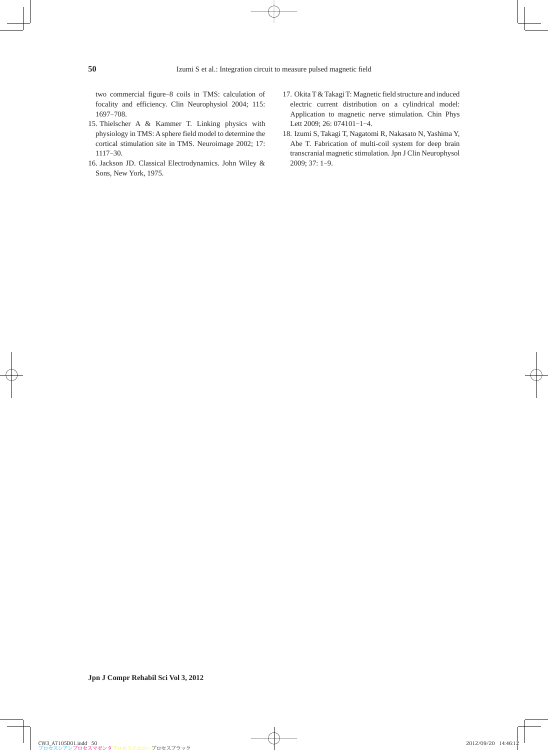two commercial figure−8 coils in TMS: calculation of focality and efficiency. Clin Neurophysiol 2004; 115: 1697−708.

15. Thielscher A & Kammer T. Linking physics with physiology in TMS: A sphere field model to determine the cortical stimulation site in TMS. Neuroimage 2002; 17: 1117−30.
16. Jackson JD. Classical Electrodynamics. John Wiley & Sons, New York, 1975.
17. Okita T & Takagi T: Magnetic field structure and induced electric current distribution on a cylindrical model: Application to magnetic nerve stimulation. Chin Phys Lett 2009; 26: 074101−1−4.
18. Izumi S, Takagi T, Nagatomi R, Nakasato N, Yashima Y, Abe T. Fabrication of multi-coil system for deep brain transcranial magnetic stimulation. Jpn J Clin Neurophysol 2009; 37: 1−9.